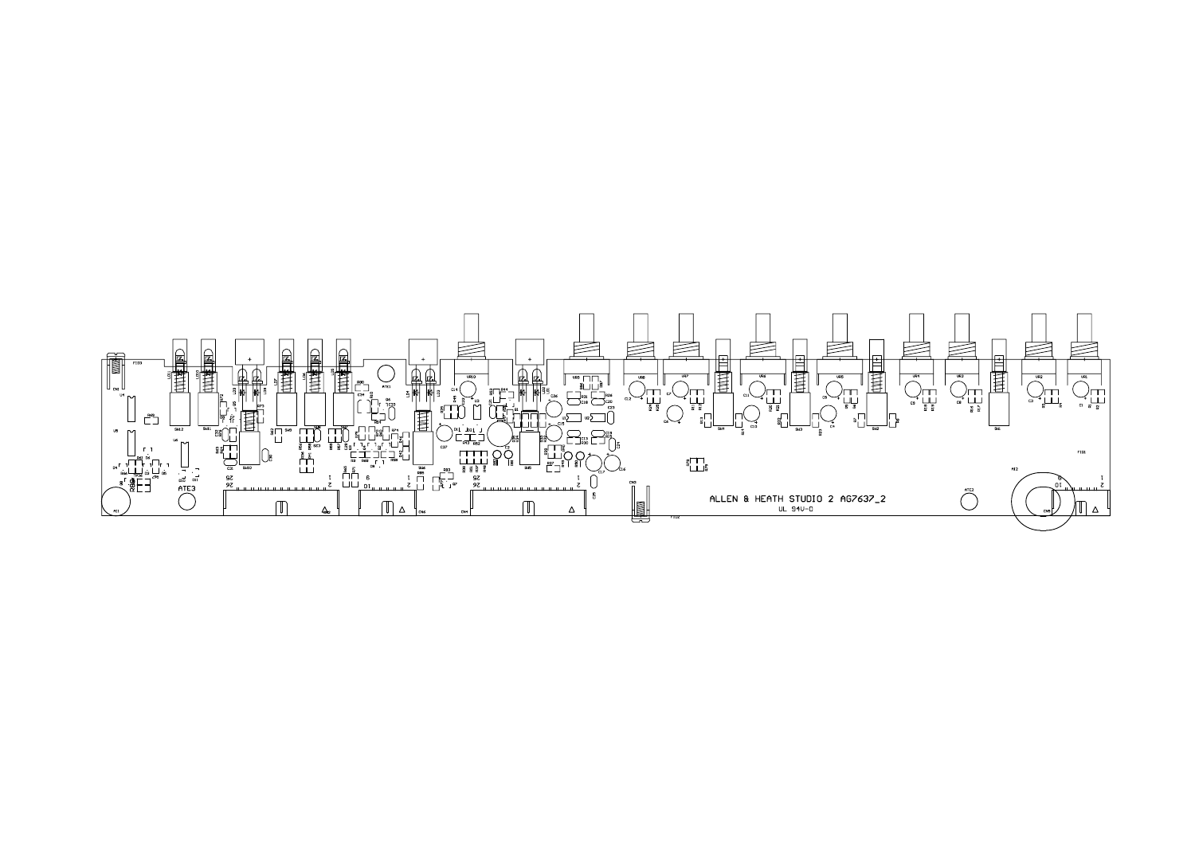ALLEN & HEATH STUDIO 2 AG7637_2

UL 94V-0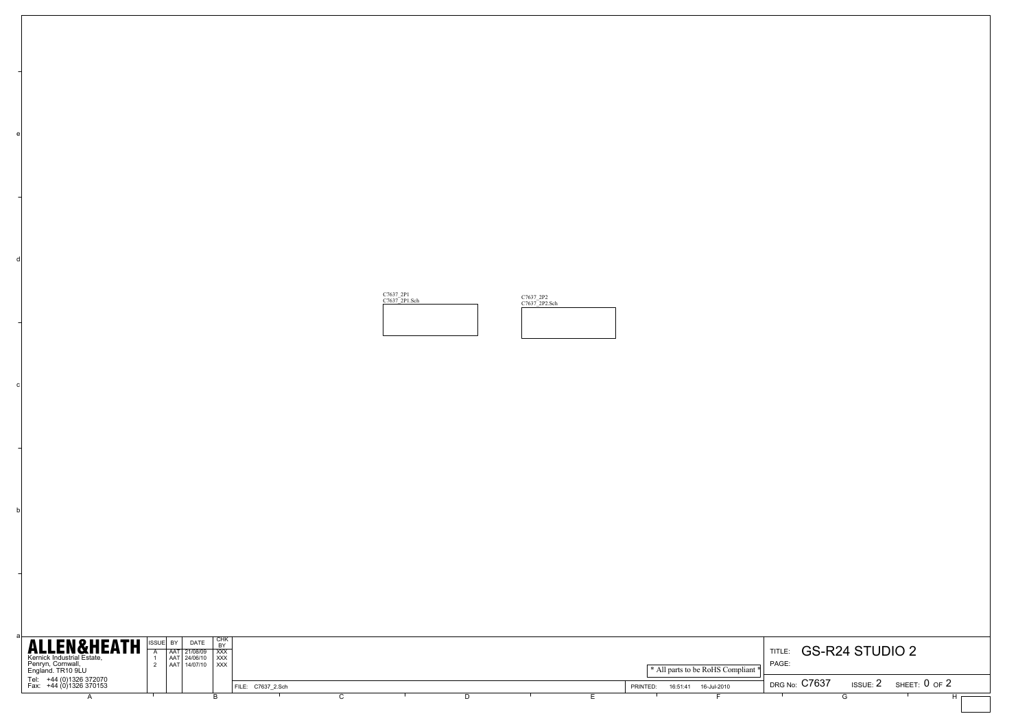C7637_2P1
C7637_2P1.Sch

C7637_2P2
C7637_2P2.Sch

**ALLEN&HEATH**

Kernick Industrial Estate,
Penryn, Cornwall,
England. TR10 9LU

Tel: +44 (0)1326 372070
Fax: +44 (0)1326 370153

| ISSUE | BY | DATE | CHK BY |
|---|---|---|---|
| A | AAT | 21/08/09 | XXX |
| 1 | AAT | 24/06/10 | XXX |
| 2 | AAT | 14/07/10 | XXX |

FILE: C7637_2.Sch

* All parts to be RoHS Compliant *

PRINTED: 16:51:41 16-Jul-2010

TITLE: GS-R24 STUDIO 2

PAGE:

DRG No: C7637 ISSUE: 2 SHEET: 0 OF 2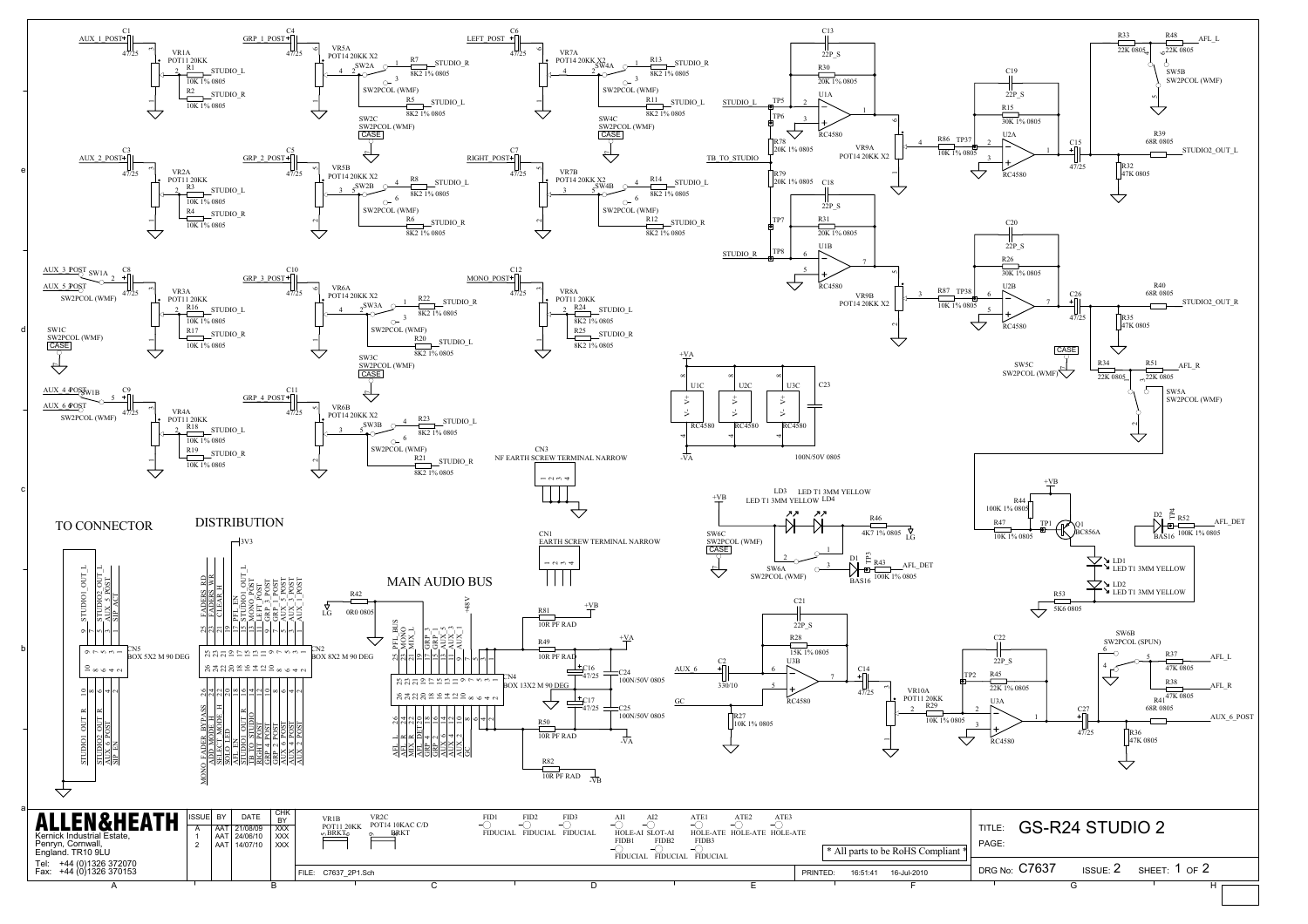# GS-R24 STUDIO 2

## TO CONNECTOR

CN5 BOX 5X2 M 90 DEG

| Pin | Signal | Pin | Signal |
|---|---|---|---|
| 9 | STUDIO1_OUT_L | 10 | STUDIO1_OUT_R |
| 7 | STUDIO2_OUT_L | 8 | STUDIO2_OUT_R |
| 5 | AUX_5_POST | 6 | AUX_6_POST |
| 3 | AUX_3_POST | 4 | AUX_4_POST |
| 1 | SIP_ACT | 2 | SIP_EN |

## DISTRIBUTION

CN2 BOX 8X2 M 90 DEG (3V3)

| Pin | Signal | Pin | Signal |
|---|---|---|---|
| 25 | FADERS_RD | 26 | MONO_FADER_BYPASS |
| 23 | FADERS_WR | 24 | ADD_MODE_H |
| 21 | CLEAR_H | 22 | SELECT_MODE_H |
| 19 | | 20 | SOLO_LED |
| 17 | PFL_EN | 18 | AFL_EN |
| 15 | STUDIO1_OUT_L | 16 | STUDIO1_OUT_R |
| 13 | MONO_POST | 14 | TB_TO_STUDIO |
| 11 | LEFT_POST | 12 | RIGHT_POST |
| 9 | GRP_1_POST | 10 | GRP_2_POST |
| 7 | GRP_3_POST | 8 | GRP_4_POST |
| 5 | AUX_5_POST | 6 | AUX_6_POST |
| 3 | AUX_3_POST | 4 | AUX_4_POST |
| 1 | AUX_1_POST | 2 | AUX_2_POST |

## MAIN AUDIO BUS

CN4 BOX 13X2 M 90 DEG

| Pin | Signal | Pin | Signal |
|---|---|---|---|
| 25 | PFL_BUS | 26 | AFL_L |
| 23 | MONO | 24 | AFL_R |
| 21 | MIX_L | 22 | MIX_R |
| 19 | | 20 | AFL_DET |
| 17 | GRP_3 | 18 | GRP_4 |
| 15 | GRP_1 | 16 | GRP_2 |
| 13 | AUX_5 | 14 | AUX_6 |
| 11 | AUX_3 | 12 | AUX_4 |
| 9 | AUX_1 | 10 | AUX_2 |
| 7 | +48V | 8 | |
| 5 | | 6 | |
| 3 | | 4 | |
| 1 | | 2 | GC |

R42 0R0 0805 (LG); R81 10R PF RAD (+VB); R49 10R PF RAD (+VA); R50 10R PF RAD (-VA); R82 10R PF RAD (-VB); C16, C17 47/25; C24, C25 100N/50V 0805

CN1 EARTH SCREW TERMINAL NARROW; CN3 NF EARTH SCREW TERMINAL NARROW

## Component labels

- C1, C3, C4, C5, C6, C7, C8, C9, C10, C11, C12: 47/25
- VR1A, VR2A, VR3A, VR4A, VR8A: POT11 20KK
- VR5A, VR5B, VR6A, VR6B, VR7A, VR7B, VR9A, VR9B: POT14 20KK X2
- R1–R4, R16–R19: 10K 1% 0805
- R5–R8, R11–R14, R20–R25: 8K2 1% 0805
- SW1A, SW1B, SW1C: SW2PCOL (WMF)
- SW2A, SW2B, SW2C, SW3A, SW3B, SW3C, SW4A, SW4B, SW4C, SW5A, SW5B, SW5C, SW6A, SW6C: SW2PCOL (WMF)
- SW6B: SW2PCOL (SPUN)
- C13, C18, C19, C20, C21, C22: 22P_S
- R30, R31: 20K 1% 0805; R78, R79: 20K 1% 0805
- U1A, U1B, U2A, U2B, U3A, U3B, U1C, U2C, U3C: RC4580
- R86, R87, R29: 10K 1% 0805
- R15, R26: 30K 1% 0805
- C15, C26, C14, C27: 47/25
- R39, R40, R41: 68R 0805
- R32, R35, R36: 47K 0805
- R33, R34: 22K 0805; R48, R51: 22K 0805
- C23: 100N/50V 0805
- LD1, LD2, LD3, LD4: LED T1 3MM YELLOW
- R46: 4K7 1% 0805
- D1, D2: BAS16
- R43, R52: 100K 1% 0805
- R44: 100K 1% 0805; R47: 10K 1% 0805
- Q1: BC856A
- R53: 5K6 0805
- C2: 330/10
- R28: 15K 1% 0805
- R27: 10K 1% 0805
- VR10A: POT11 20KK
- R45: 22K 1% 0805
- R37, R38: 47K 0805
- VR1B: POT11 20KK BRKT; VR2C: POT14 10KAC C/D BRKT
- FID1, FID2, FID3, FIDB1, FIDB2, FIDB3: FIDUCIAL
- AI1, AI2: HOLE-AI SLOT-AI
- ATE1, ATE2, ATE3: HOLE-ATE

Signals: AUX_1_POST, AUX_2_POST, AUX_3_POST, AUX_4_POST, AUX_5_POST, AUX_6_POST, GRP_1_POST–GRP_4_POST, LEFT_POST, RIGHT_POST, MONO_POST, STUDIO_L, STUDIO_R, TB_TO_STUDIO, STUDIO2_OUT_L, STUDIO2_OUT_R, AFL_L, AFL_R, AFL_DET, AUX_6, GC, AUX_6_POST, +VA, -VA, +VB, -VB

\* All parts to be RoHS Compliant \*

**ALLEN&HEATH**
Kernick Industrial Estate,
Penryn, Cornwall,
England. TR10 9LU
Tel: +44 (0)1326 372070
Fax: +44 (0)1326 370153

| ISSUE | BY | DATE | CHK BY |
|---|---|---|---|
| A | AAT | 21/08/09 | XXX |
| 1 | AAT | 24/06/10 | XXX |
| 2 | AAT | 14/07/10 | XXX |

FILE: C7637_2P1.Sch — PRINTED: 16:51:41 16-Jul-2010

TITLE: GS-R24 STUDIO 2
DRG No: C7637 — ISSUE: 2 — SHEET: 1 OF 2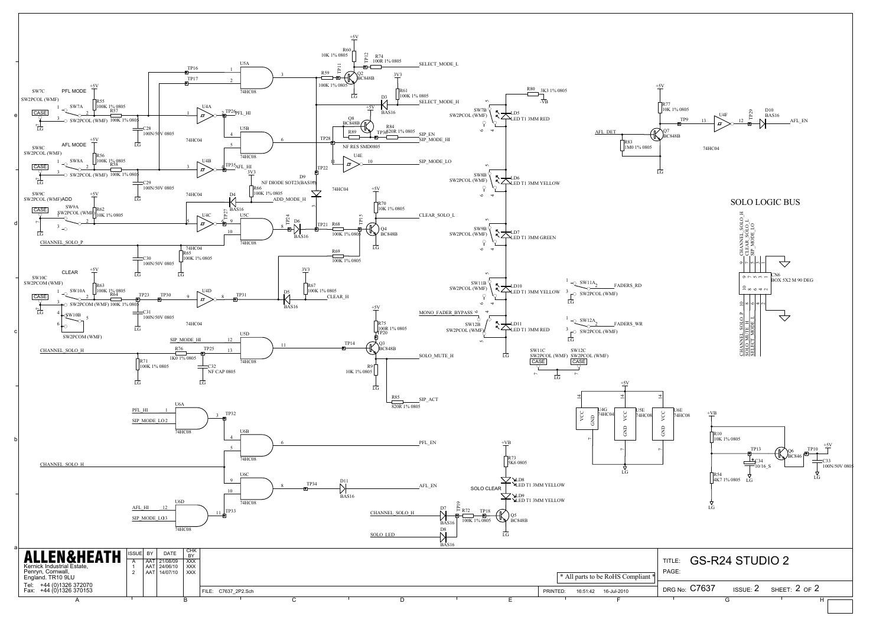SOLO LOGIC BUS

| ISSUE | BY | DATE | CHK BY |
|---|---|---|---|
| A | AAT | 21/08/09 | XXX |
| 1 | AAT | 24/06/10 | XXX |
| 2 | AAT | 14/07/10 | XXX |

**ALLEN&HEATH**

Kernick Industrial Estate,
Penryn, Cornwall,
England. TR10 9LU

Tel: +44 (0)1326 372070
Fax: +44 (0)1326 370153

* All parts to be RoHS Compliant *

FILE: C7637_2P2.Sch

PRINTED: 16:51:42 16-Jul-2010

TITLE: GS-R24 STUDIO 2

PAGE:

DRG No: C7637 ISSUE: 2 SHEET: 2 OF 2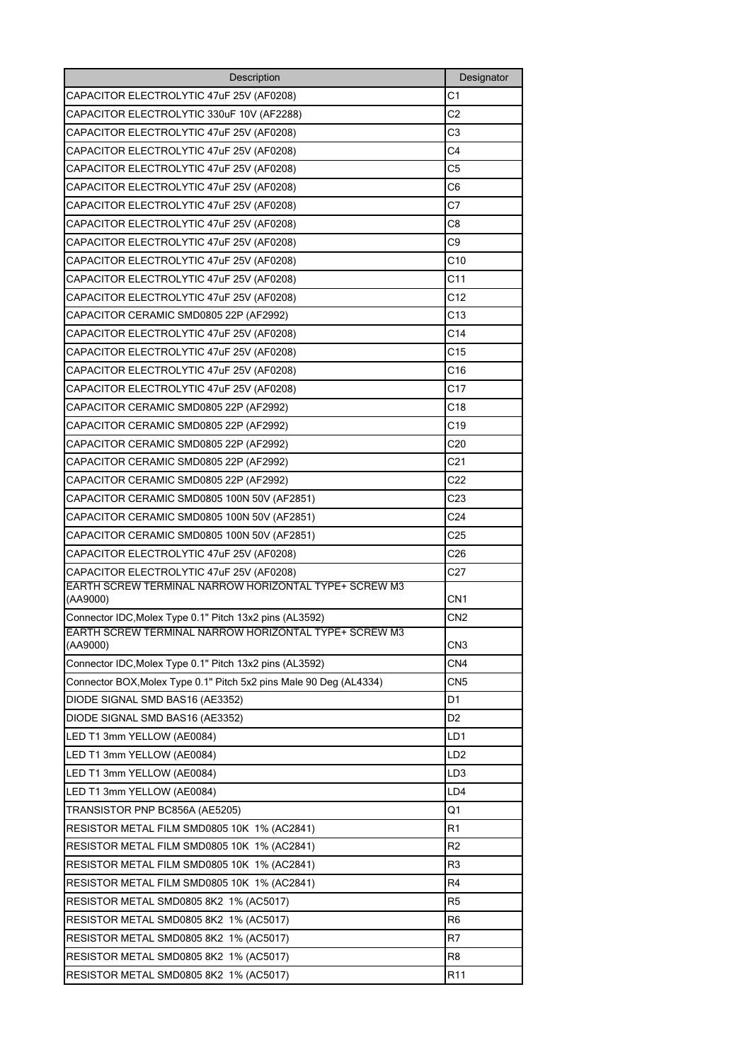| Description | Designator |
| --- | --- |
| CAPACITOR ELECTROLYTIC 47uF 25V (AF0208) | C1 |
| CAPACITOR ELECTROLYTIC 330uF 10V (AF2288) | C2 |
| CAPACITOR ELECTROLYTIC 47uF 25V (AF0208) | C3 |
| CAPACITOR ELECTROLYTIC 47uF 25V (AF0208) | C4 |
| CAPACITOR ELECTROLYTIC 47uF 25V (AF0208) | C5 |
| CAPACITOR ELECTROLYTIC 47uF 25V (AF0208) | C6 |
| CAPACITOR ELECTROLYTIC 47uF 25V (AF0208) | C7 |
| CAPACITOR ELECTROLYTIC 47uF 25V (AF0208) | C8 |
| CAPACITOR ELECTROLYTIC 47uF 25V (AF0208) | C9 |
| CAPACITOR ELECTROLYTIC 47uF 25V (AF0208) | C10 |
| CAPACITOR ELECTROLYTIC 47uF 25V (AF0208) | C11 |
| CAPACITOR ELECTROLYTIC 47uF 25V (AF0208) | C12 |
| CAPACITOR CERAMIC SMD0805 22P (AF2992) | C13 |
| CAPACITOR ELECTROLYTIC 47uF 25V (AF0208) | C14 |
| CAPACITOR ELECTROLYTIC 47uF 25V (AF0208) | C15 |
| CAPACITOR ELECTROLYTIC 47uF 25V (AF0208) | C16 |
| CAPACITOR ELECTROLYTIC 47uF 25V (AF0208) | C17 |
| CAPACITOR CERAMIC SMD0805 22P (AF2992) | C18 |
| CAPACITOR CERAMIC SMD0805 22P (AF2992) | C19 |
| CAPACITOR CERAMIC SMD0805 22P (AF2992) | C20 |
| CAPACITOR CERAMIC SMD0805 22P (AF2992) | C21 |
| CAPACITOR CERAMIC SMD0805 22P (AF2992) | C22 |
| CAPACITOR CERAMIC SMD0805 100N 50V (AF2851) | C23 |
| CAPACITOR CERAMIC SMD0805 100N 50V (AF2851) | C24 |
| CAPACITOR CERAMIC SMD0805 100N 50V (AF2851) | C25 |
| CAPACITOR ELECTROLYTIC 47uF 25V (AF0208) | C26 |
| CAPACITOR ELECTROLYTIC 47uF 25V (AF0208) | C27 |
| EARTH SCREW TERMINAL NARROW HORIZONTAL TYPE+ SCREW M3 (AA9000) | CN1 |
| Connector IDC,Molex Type 0.1" Pitch 13x2 pins (AL3592) | CN2 |
| EARTH SCREW TERMINAL NARROW HORIZONTAL TYPE+ SCREW M3 (AA9000) | CN3 |
| Connector IDC,Molex Type 0.1" Pitch 13x2 pins (AL3592) | CN4 |
| Connector BOX,Molex Type 0.1" Pitch 5x2 pins Male 90 Deg (AL4334) | CN5 |
| DIODE SIGNAL SMD BAS16 (AE3352) | D1 |
| DIODE SIGNAL SMD BAS16 (AE3352) | D2 |
| LED T1 3mm YELLOW (AE0084) | LD1 |
| LED T1 3mm YELLOW (AE0084) | LD2 |
| LED T1 3mm YELLOW (AE0084) | LD3 |
| LED T1 3mm YELLOW (AE0084) | LD4 |
| TRANSISTOR PNP BC856A (AE5205) | Q1 |
| RESISTOR METAL FILM SMD0805 10K 1% (AC2841) | R1 |
| RESISTOR METAL FILM SMD0805 10K 1% (AC2841) | R2 |
| RESISTOR METAL FILM SMD0805 10K 1% (AC2841) | R3 |
| RESISTOR METAL FILM SMD0805 10K 1% (AC2841) | R4 |
| RESISTOR METAL SMD0805 8K2 1% (AC5017) | R5 |
| RESISTOR METAL SMD0805 8K2 1% (AC5017) | R6 |
| RESISTOR METAL SMD0805 8K2 1% (AC5017) | R7 |
| RESISTOR METAL SMD0805 8K2 1% (AC5017) | R8 |
| RESISTOR METAL SMD0805 8K2 1% (AC5017) | R11 |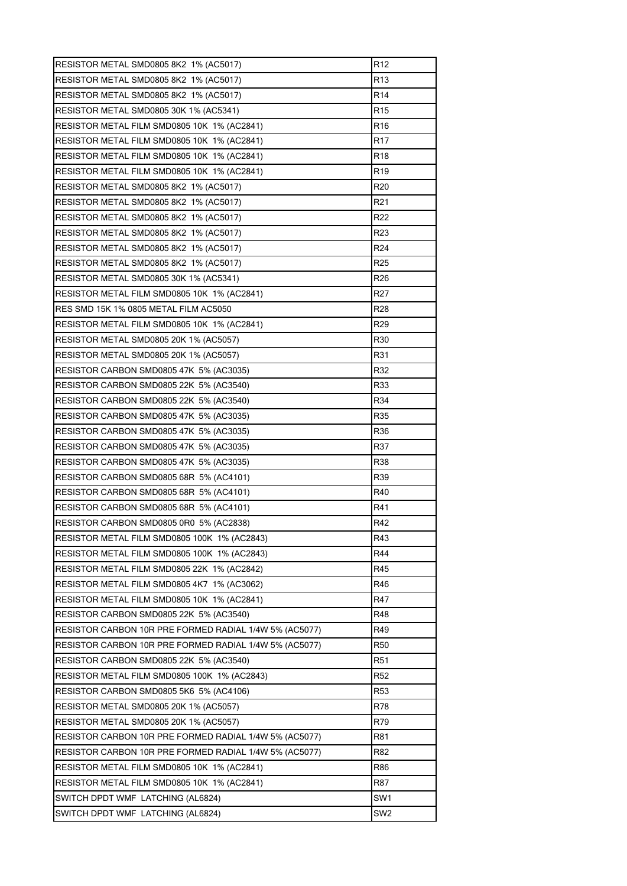| | |
|---|---|
| RESISTOR METAL SMD0805 8K2 1% (AC5017) | R12 |
| RESISTOR METAL SMD0805 8K2 1% (AC5017) | R13 |
| RESISTOR METAL SMD0805 8K2 1% (AC5017) | R14 |
| RESISTOR METAL SMD0805 30K 1% (AC5341) | R15 |
| RESISTOR METAL FILM SMD0805 10K 1% (AC2841) | R16 |
| RESISTOR METAL FILM SMD0805 10K 1% (AC2841) | R17 |
| RESISTOR METAL FILM SMD0805 10K 1% (AC2841) | R18 |
| RESISTOR METAL FILM SMD0805 10K 1% (AC2841) | R19 |
| RESISTOR METAL SMD0805 8K2 1% (AC5017) | R20 |
| RESISTOR METAL SMD0805 8K2 1% (AC5017) | R21 |
| RESISTOR METAL SMD0805 8K2 1% (AC5017) | R22 |
| RESISTOR METAL SMD0805 8K2 1% (AC5017) | R23 |
| RESISTOR METAL SMD0805 8K2 1% (AC5017) | R24 |
| RESISTOR METAL SMD0805 8K2 1% (AC5017) | R25 |
| RESISTOR METAL SMD0805 30K 1% (AC5341) | R26 |
| RESISTOR METAL FILM SMD0805 10K 1% (AC2841) | R27 |
| RES SMD 15K 1% 0805 METAL FILM AC5050 | R28 |
| RESISTOR METAL FILM SMD0805 10K 1% (AC2841) | R29 |
| RESISTOR METAL SMD0805 20K 1% (AC5057) | R30 |
| RESISTOR METAL SMD0805 20K 1% (AC5057) | R31 |
| RESISTOR CARBON SMD0805 47K 5% (AC3035) | R32 |
| RESISTOR CARBON SMD0805 22K 5% (AC3540) | R33 |
| RESISTOR CARBON SMD0805 22K 5% (AC3540) | R34 |
| RESISTOR CARBON SMD0805 47K 5% (AC3035) | R35 |
| RESISTOR CARBON SMD0805 47K 5% (AC3035) | R36 |
| RESISTOR CARBON SMD0805 47K 5% (AC3035) | R37 |
| RESISTOR CARBON SMD0805 47K 5% (AC3035) | R38 |
| RESISTOR CARBON SMD0805 68R 5% (AC4101) | R39 |
| RESISTOR CARBON SMD0805 68R 5% (AC4101) | R40 |
| RESISTOR CARBON SMD0805 68R 5% (AC4101) | R41 |
| RESISTOR CARBON SMD0805 0R0 5% (AC2838) | R42 |
| RESISTOR METAL FILM SMD0805 100K 1% (AC2843) | R43 |
| RESISTOR METAL FILM SMD0805 100K 1% (AC2843) | R44 |
| RESISTOR METAL FILM SMD0805 22K 1% (AC2842) | R45 |
| RESISTOR METAL FILM SMD0805 4K7 1% (AC3062) | R46 |
| RESISTOR METAL FILM SMD0805 10K 1% (AC2841) | R47 |
| RESISTOR CARBON SMD0805 22K 5% (AC3540) | R48 |
| RESISTOR CARBON 10R PRE FORMED RADIAL 1/4W 5% (AC5077) | R49 |
| RESISTOR CARBON 10R PRE FORMED RADIAL 1/4W 5% (AC5077) | R50 |
| RESISTOR CARBON SMD0805 22K 5% (AC3540) | R51 |
| RESISTOR METAL FILM SMD0805 100K 1% (AC2843) | R52 |
| RESISTOR CARBON SMD0805 5K6 5% (AC4106) | R53 |
| RESISTOR METAL SMD0805 20K 1% (AC5057) | R78 |
| RESISTOR METAL SMD0805 20K 1% (AC5057) | R79 |
| RESISTOR CARBON 10R PRE FORMED RADIAL 1/4W 5% (AC5077) | R81 |
| RESISTOR CARBON 10R PRE FORMED RADIAL 1/4W 5% (AC5077) | R82 |
| RESISTOR METAL FILM SMD0805 10K 1% (AC2841) | R86 |
| RESISTOR METAL FILM SMD0805 10K 1% (AC2841) | R87 |
| SWITCH DPDT WMF LATCHING (AL6824) | SW1 |
| SWITCH DPDT WMF LATCHING (AL6824) | SW2 |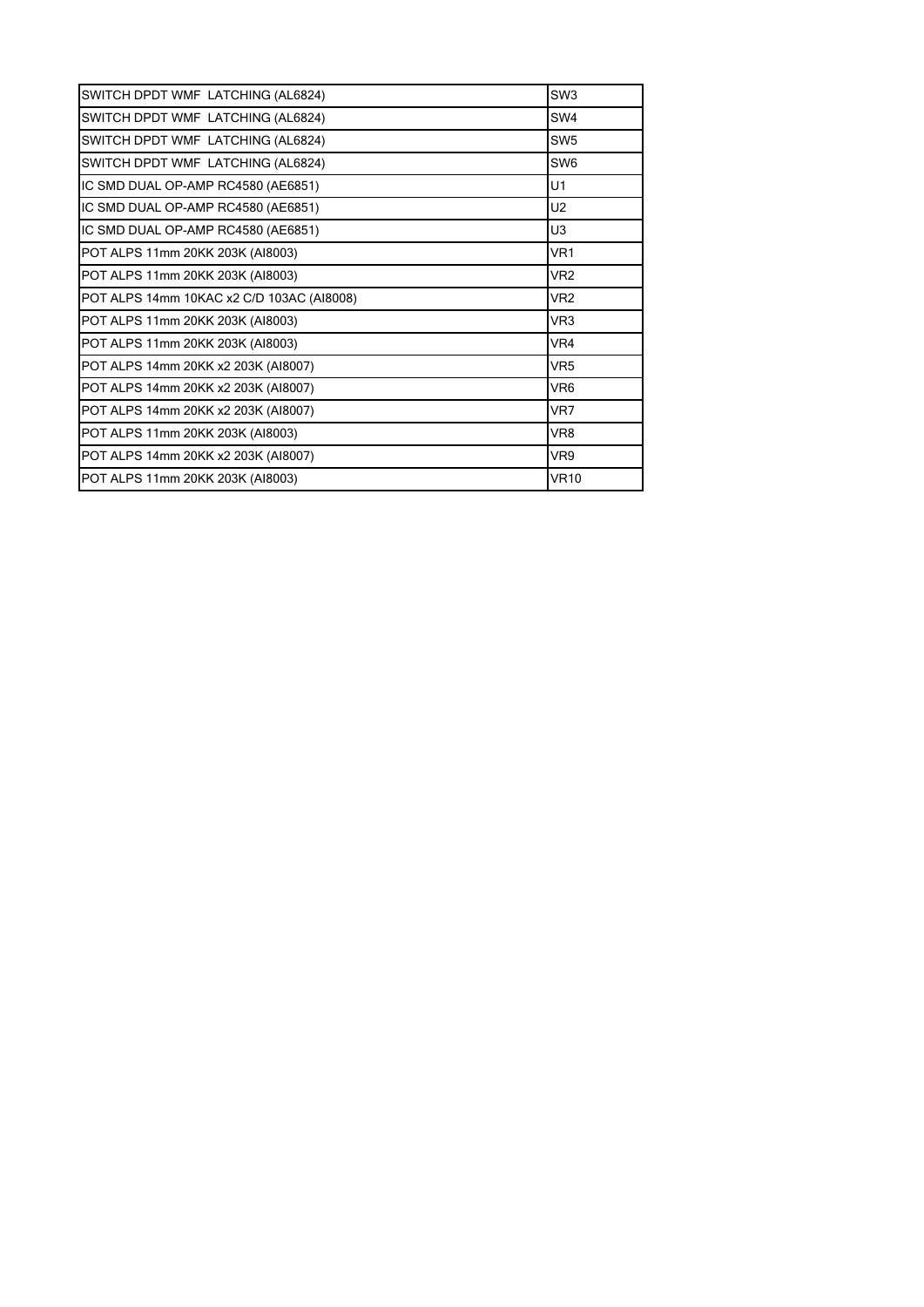| | |
|---|---|
| SWITCH DPDT WMF LATCHING (AL6824) | SW3 |
| SWITCH DPDT WMF LATCHING (AL6824) | SW4 |
| SWITCH DPDT WMF LATCHING (AL6824) | SW5 |
| SWITCH DPDT WMF LATCHING (AL6824) | SW6 |
| IC SMD DUAL OP-AMP RC4580 (AE6851) | U1 |
| IC SMD DUAL OP-AMP RC4580 (AE6851) | U2 |
| IC SMD DUAL OP-AMP RC4580 (AE6851) | U3 |
| POT ALPS 11mm 20KK 203K (AI8003) | VR1 |
| POT ALPS 11mm 20KK 203K (AI8003) | VR2 |
| POT ALPS 14mm 10KAC x2 C/D 103AC (AI8008) | VR2 |
| POT ALPS 11mm 20KK 203K (AI8003) | VR3 |
| POT ALPS 11mm 20KK 203K (AI8003) | VR4 |
| POT ALPS 14mm 20KK x2 203K (AI8007) | VR5 |
| POT ALPS 14mm 20KK x2 203K (AI8007) | VR6 |
| POT ALPS 14mm 20KK x2 203K (AI8007) | VR7 |
| POT ALPS 11mm 20KK 203K (AI8003) | VR8 |
| POT ALPS 14mm 20KK x2 203K (AI8007) | VR9 |
| POT ALPS 11mm 20KK 203K (AI8003) | VR10 |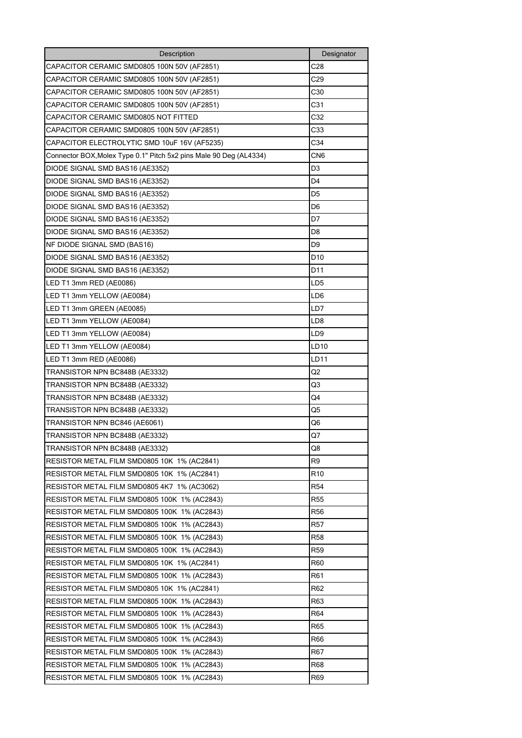| Description | Designator |
|---|---|
| CAPACITOR CERAMIC SMD0805 100N 50V (AF2851) | C28 |
| CAPACITOR CERAMIC SMD0805 100N 50V (AF2851) | C29 |
| CAPACITOR CERAMIC SMD0805 100N 50V (AF2851) | C30 |
| CAPACITOR CERAMIC SMD0805 100N 50V (AF2851) | C31 |
| CAPACITOR CERAMIC SMD0805 NOT FITTED | C32 |
| CAPACITOR CERAMIC SMD0805 100N 50V (AF2851) | C33 |
| CAPACITOR ELECTROLYTIC SMD 10uF 16V (AF5235) | C34 |
| Connector BOX,Molex Type 0.1" Pitch 5x2 pins Male 90 Deg (AL4334) | CN6 |
| DIODE SIGNAL SMD BAS16 (AE3352) | D3 |
| DIODE SIGNAL SMD BAS16 (AE3352) | D4 |
| DIODE SIGNAL SMD BAS16 (AE3352) | D5 |
| DIODE SIGNAL SMD BAS16 (AE3352) | D6 |
| DIODE SIGNAL SMD BAS16 (AE3352) | D7 |
| DIODE SIGNAL SMD BAS16 (AE3352) | D8 |
| NF DIODE SIGNAL SMD (BAS16) | D9 |
| DIODE SIGNAL SMD BAS16 (AE3352) | D10 |
| DIODE SIGNAL SMD BAS16 (AE3352) | D11 |
| LED T1 3mm RED (AE0086) | LD5 |
| LED T1 3mm YELLOW (AE0084) | LD6 |
| LED T1 3mm GREEN (AE0085) | LD7 |
| LED T1 3mm YELLOW (AE0084) | LD8 |
| LED T1 3mm YELLOW (AE0084) | LD9 |
| LED T1 3mm YELLOW (AE0084) | LD10 |
| LED T1 3mm RED (AE0086) | LD11 |
| TRANSISTOR NPN BC848B (AE3332) | Q2 |
| TRANSISTOR NPN BC848B (AE3332) | Q3 |
| TRANSISTOR NPN BC848B (AE3332) | Q4 |
| TRANSISTOR NPN BC848B (AE3332) | Q5 |
| TRANSISTOR NPN BC846 (AE6061) | Q6 |
| TRANSISTOR NPN BC848B (AE3332) | Q7 |
| TRANSISTOR NPN BC848B (AE3332) | Q8 |
| RESISTOR METAL FILM SMD0805 10K 1% (AC2841) | R9 |
| RESISTOR METAL FILM SMD0805 10K 1% (AC2841) | R10 |
| RESISTOR METAL FILM SMD0805 4K7 1% (AC3062) | R54 |
| RESISTOR METAL FILM SMD0805 100K 1% (AC2843) | R55 |
| RESISTOR METAL FILM SMD0805 100K 1% (AC2843) | R56 |
| RESISTOR METAL FILM SMD0805 100K 1% (AC2843) | R57 |
| RESISTOR METAL FILM SMD0805 100K 1% (AC2843) | R58 |
| RESISTOR METAL FILM SMD0805 100K 1% (AC2843) | R59 |
| RESISTOR METAL FILM SMD0805 10K 1% (AC2841) | R60 |
| RESISTOR METAL FILM SMD0805 100K 1% (AC2843) | R61 |
| RESISTOR METAL FILM SMD0805 10K 1% (AC2841) | R62 |
| RESISTOR METAL FILM SMD0805 100K 1% (AC2843) | R63 |
| RESISTOR METAL FILM SMD0805 100K 1% (AC2843) | R64 |
| RESISTOR METAL FILM SMD0805 100K 1% (AC2843) | R65 |
| RESISTOR METAL FILM SMD0805 100K 1% (AC2843) | R66 |
| RESISTOR METAL FILM SMD0805 100K 1% (AC2843) | R67 |
| RESISTOR METAL FILM SMD0805 100K 1% (AC2843) | R68 |
| RESISTOR METAL FILM SMD0805 100K 1% (AC2843) | R69 |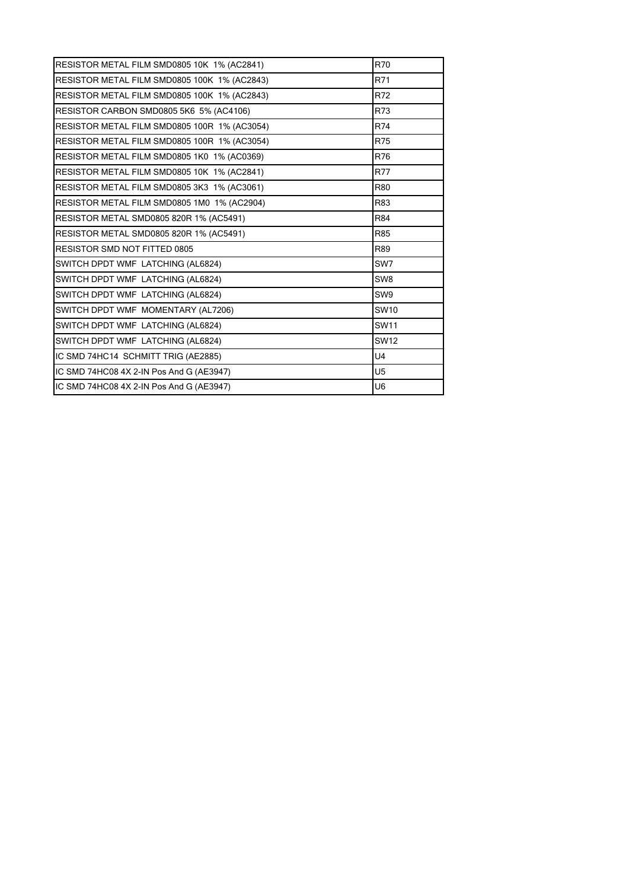| | |
|---|---|
| RESISTOR METAL FILM SMD0805 10K 1% (AC2841) | R70 |
| RESISTOR METAL FILM SMD0805 100K 1% (AC2843) | R71 |
| RESISTOR METAL FILM SMD0805 100K 1% (AC2843) | R72 |
| RESISTOR CARBON SMD0805 5K6 5% (AC4106) | R73 |
| RESISTOR METAL FILM SMD0805 100R 1% (AC3054) | R74 |
| RESISTOR METAL FILM SMD0805 100R 1% (AC3054) | R75 |
| RESISTOR METAL FILM SMD0805 1K0 1% (AC0369) | R76 |
| RESISTOR METAL FILM SMD0805 10K 1% (AC2841) | R77 |
| RESISTOR METAL FILM SMD0805 3K3 1% (AC3061) | R80 |
| RESISTOR METAL FILM SMD0805 1M0 1% (AC2904) | R83 |
| RESISTOR METAL SMD0805 820R 1% (AC5491) | R84 |
| RESISTOR METAL SMD0805 820R 1% (AC5491) | R85 |
| RESISTOR SMD NOT FITTED 0805 | R89 |
| SWITCH DPDT WMF LATCHING (AL6824) | SW7 |
| SWITCH DPDT WMF LATCHING (AL6824) | SW8 |
| SWITCH DPDT WMF LATCHING (AL6824) | SW9 |
| SWITCH DPDT WMF MOMENTARY (AL7206) | SW10 |
| SWITCH DPDT WMF LATCHING (AL6824) | SW11 |
| SWITCH DPDT WMF LATCHING (AL6824) | SW12 |
| IC SMD 74HC14 SCHMITT TRIG (AE2885) | U4 |
| IC SMD 74HC08 4X 2-IN Pos And G (AE3947) | U5 |
| IC SMD 74HC08 4X 2-IN Pos And G (AE3947) | U6 |